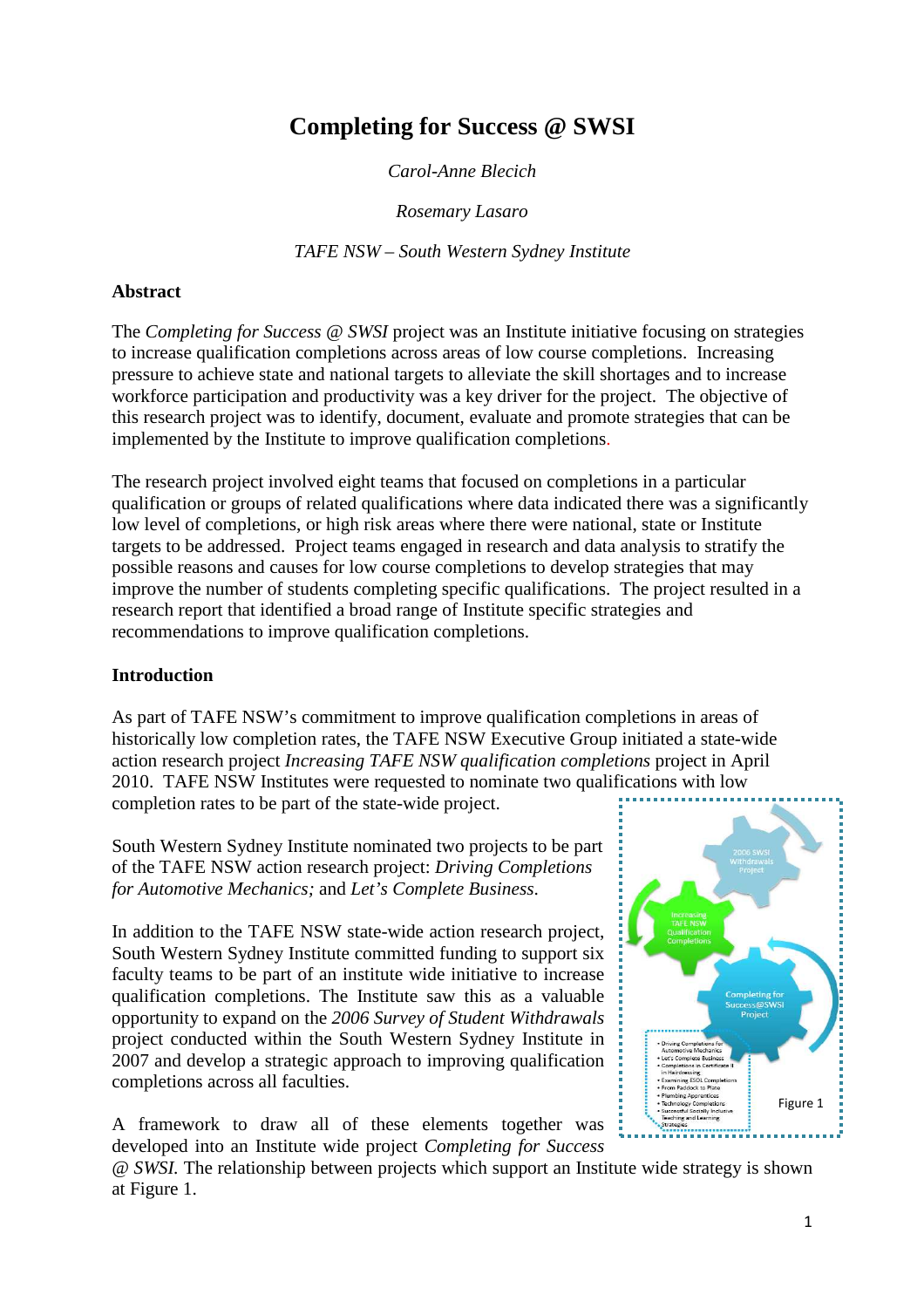# Completing for Success @ SWSI

*Carol-Anne Blecich*

*Rosemary Lasaro*

*TAFE NSW – South Western Sydney Institute*

## Abstract

The *Completing for Success @ SWSI* project was an Institute initiative focusing on strategies to increase qualification completions across areas of low course completions. Increasing pressure to achieve state and national targets to alleviate the skill shortages and to increase workforce participation and productivity was a key driver for the project. The objective of this research project was to identify, document, evaluate and promote strategies that can be implemented by the Institute to improve qualification completions.

The research project involved eight teams that focused on completions in a particular qualification or groups of related qualifications where data indicated there was a significantly low level of completions, or high risk areas where there were national, state or Institute targets to be addressed. Project teams engaged in research and data analysis to stratify the possible reasons and causes for low course completions to develop strategies that may improve the number of students completing specific qualifications. The project resulted in a research report that identified a broad range of Institute specific strategies and recommendations to improve qualification completions.

## Introduction

As part of TAFE NSW's commitment to improve qualification completions in areas of historically low completion rates, the TAFE NSW Executive Group initiated a state-wide action research project *Increasing TAFE NSW qualification completions* project in April 2010. TAFE NSW Institutes were requested to nominate two qualifications with low completion rates to be part of the state-wide project.

South Western Sydney Institute nominated two projects to be part of the TAFE NSW action research project: *Driving Completions for Automotive Mechanics;* and *Let's Complete Business.*

In addition to the TAFE NSW state-wide action research project, South Western Sydney Institute committed funding to support six faculty teams to be part of an institute wide initiative to increase qualification completions. The Institute saw this as a valuable opportunity to expand on the *2006 Survey of Student Withdrawals* project conducted within the South Western Sydney Institute in 2007 and develop a strategic approach to improving qualification completions across all faculties.

A framework to draw all of these elements together was developed into an Institute wide project *Completing for Success @ SWSI.* The relationship between projects which support an Institute wide strategy is shown at Figure 1.

2006 SWSI Withdrawals Project

Increasing TAFE NSW Qualification Completions

Completing for Success@SWSI Project

- Driving Completions for Automotive Mechanics
- Let's Complete Business
- Completions in Certificate II in Hairdressing
- Examining ESOL Completions
- From Paddock to Plate
- Plumbing Apprentices
- Technology Completions
- Successful Socially Inclusive Teaching and Learning Strategies

Figure 1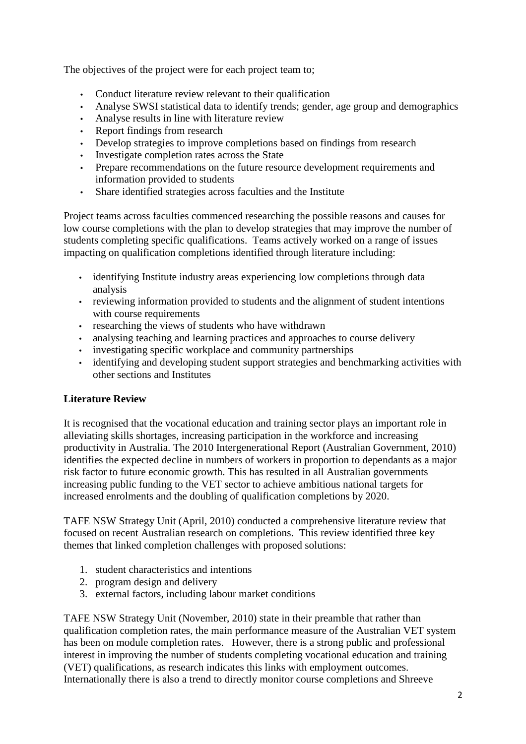The objectives of the project were for each project team to;

- Conduct literature review relevant to their qualification
- Analyse SWSI statistical data to identify trends; gender, age group and demographics
- Analyse results in line with literature review
- Report findings from research
- Develop strategies to improve completions based on findings from research
- Investigate completion rates across the State
- Prepare recommendations on the future resource development requirements and information provided to students
- Share identified strategies across faculties and the Institute

Project teams across faculties commenced researching the possible reasons and causes for low course completions with the plan to develop strategies that may improve the number of students completing specific qualifications. Teams actively worked on a range of issues impacting on qualification completions identified through literature including:

- identifying Institute industry areas experiencing low completions through data analysis
- reviewing information provided to students and the alignment of student intentions with course requirements
- researching the views of students who have withdrawn
- analysing teaching and learning practices and approaches to course delivery
- investigating specific workplace and community partnerships
- identifying and developing student support strategies and benchmarking activities with other sections and Institutes

**Literature Review**

It is recognised that the vocational education and training sector plays an important role in alleviating skills shortages, increasing participation in the workforce and increasing productivity in Australia. The 2010 Intergenerational Report (Australian Government, 2010) identifies the expected decline in numbers of workers in proportion to dependants as a major risk factor to future economic growth. This has resulted in all Australian governments increasing public funding to the VET sector to achieve ambitious national targets for increased enrolments and the doubling of qualification completions by 2020.

TAFE NSW Strategy Unit (April, 2010) conducted a comprehensive literature review that focused on recent Australian research on completions. This review identified three key themes that linked completion challenges with proposed solutions:

1. student characteristics and intentions
2. program design and delivery
3. external factors, including labour market conditions

TAFE NSW Strategy Unit (November, 2010) state in their preamble that rather than qualification completion rates, the main performance measure of the Australian VET system has been on module completion rates. However, there is a strong public and professional interest in improving the number of students completing vocational education and training (VET) qualifications, as research indicates this links with employment outcomes. Internationally there is also a trend to directly monitor course completions and Shreeve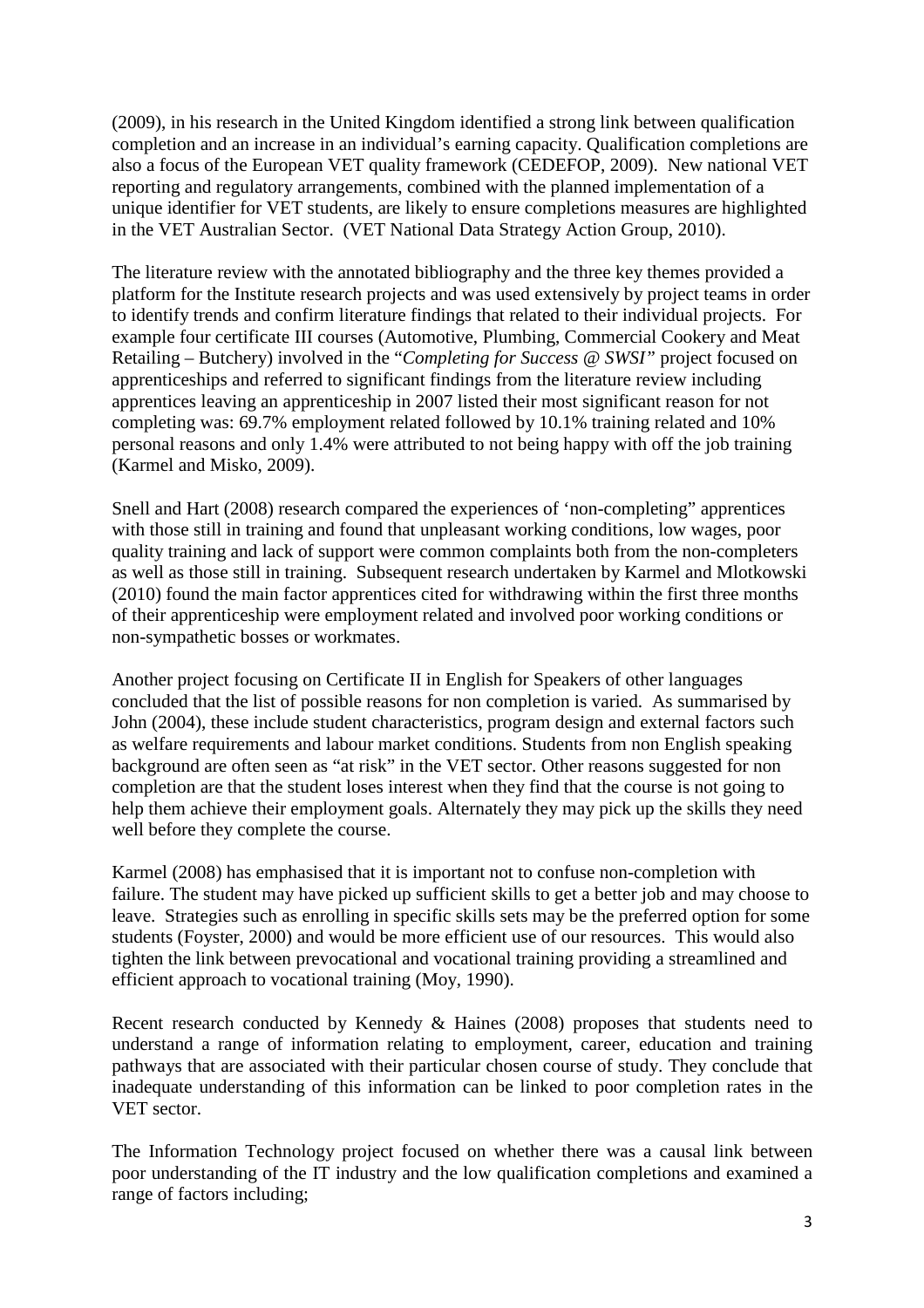(2009), in his research in the United Kingdom identified a strong link between qualification completion and an increase in an individual's earning capacity. Qualification completions are also a focus of the European VET quality framework (CEDEFOP, 2009). New national VET reporting and regulatory arrangements, combined with the planned implementation of a unique identifier for VET students, are likely to ensure completions measures are highlighted in the VET Australian Sector. (VET National Data Strategy Action Group, 2010).

The literature review with the annotated bibliography and the three key themes provided a platform for the Institute research projects and was used extensively by project teams in order to identify trends and confirm literature findings that related to their individual projects. For example four certificate III courses (Automotive, Plumbing, Commercial Cookery and Meat Retailing – Butchery) involved in the "*Completing for Success @ SWSI"* project focused on apprenticeships and referred to significant findings from the literature review including apprentices leaving an apprenticeship in 2007 listed their most significant reason for not completing was: 69.7% employment related followed by 10.1% training related and 10% personal reasons and only 1.4% were attributed to not being happy with off the job training (Karmel and Misko, 2009).

Snell and Hart (2008) research compared the experiences of 'non-completing" apprentices with those still in training and found that unpleasant working conditions, low wages, poor quality training and lack of support were common complaints both from the non-completers as well as those still in training. Subsequent research undertaken by Karmel and Mlotkowski (2010) found the main factor apprentices cited for withdrawing within the first three months of their apprenticeship were employment related and involved poor working conditions or non-sympathetic bosses or workmates.

Another project focusing on Certificate II in English for Speakers of other languages concluded that the list of possible reasons for non completion is varied. As summarised by John (2004), these include student characteristics, program design and external factors such as welfare requirements and labour market conditions. Students from non English speaking background are often seen as "at risk" in the VET sector. Other reasons suggested for non completion are that the student loses interest when they find that the course is not going to help them achieve their employment goals. Alternately they may pick up the skills they need well before they complete the course.

Karmel (2008) has emphasised that it is important not to confuse non-completion with failure. The student may have picked up sufficient skills to get a better job and may choose to leave. Strategies such as enrolling in specific skills sets may be the preferred option for some students (Foyster, 2000) and would be more efficient use of our resources. This would also tighten the link between prevocational and vocational training providing a streamlined and efficient approach to vocational training (Moy, 1990).

Recent research conducted by Kennedy & Haines (2008) proposes that students need to understand a range of information relating to employment, career, education and training pathways that are associated with their particular chosen course of study. They conclude that inadequate understanding of this information can be linked to poor completion rates in the VET sector.

The Information Technology project focused on whether there was a causal link between poor understanding of the IT industry and the low qualification completions and examined a range of factors including;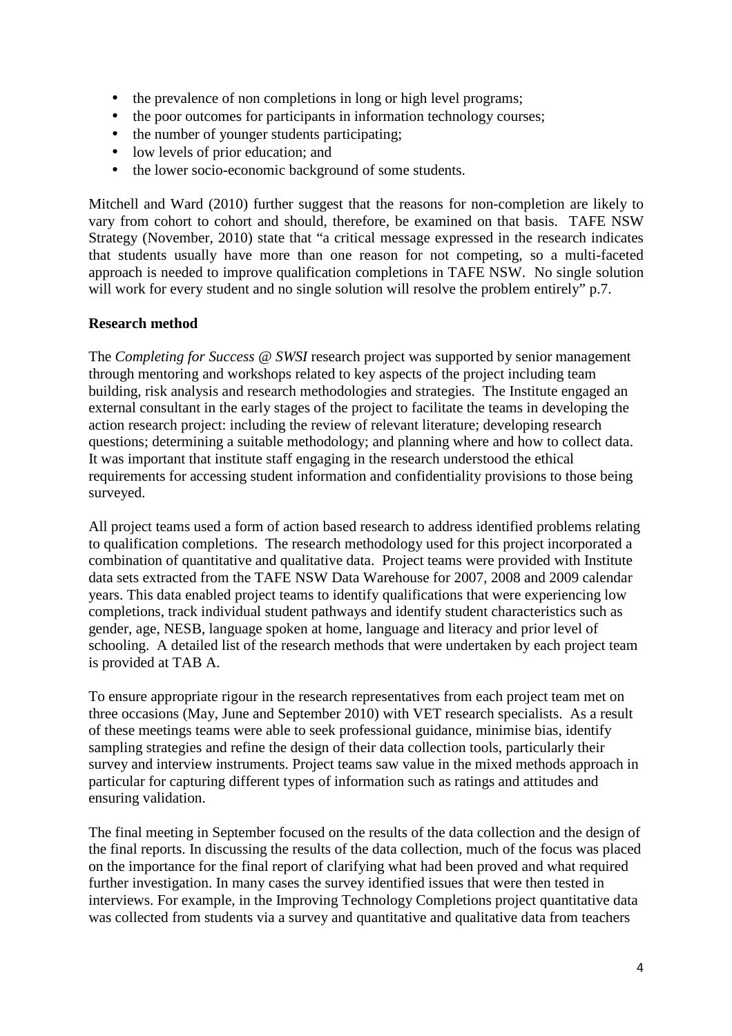- the prevalence of non completions in long or high level programs;
- the poor outcomes for participants in information technology courses;
- the number of younger students participating;
- low levels of prior education; and
- the lower socio-economic background of some students.

Mitchell and Ward (2010) further suggest that the reasons for non-completion are likely to vary from cohort to cohort and should, therefore, be examined on that basis. TAFE NSW Strategy (November, 2010) state that "a critical message expressed in the research indicates that students usually have more than one reason for not competing, so a multi-faceted approach is needed to improve qualification completions in TAFE NSW. No single solution will work for every student and no single solution will resolve the problem entirely" p.7.

**Research method**

The *Completing for Success @ SWSI* research project was supported by senior management through mentoring and workshops related to key aspects of the project including team building, risk analysis and research methodologies and strategies. The Institute engaged an external consultant in the early stages of the project to facilitate the teams in developing the action research project: including the review of relevant literature; developing research questions; determining a suitable methodology; and planning where and how to collect data. It was important that institute staff engaging in the research understood the ethical requirements for accessing student information and confidentiality provisions to those being surveyed.

All project teams used a form of action based research to address identified problems relating to qualification completions. The research methodology used for this project incorporated a combination of quantitative and qualitative data. Project teams were provided with Institute data sets extracted from the TAFE NSW Data Warehouse for 2007, 2008 and 2009 calendar years. This data enabled project teams to identify qualifications that were experiencing low completions, track individual student pathways and identify student characteristics such as gender, age, NESB, language spoken at home, language and literacy and prior level of schooling. A detailed list of the research methods that were undertaken by each project team is provided at TAB A.

To ensure appropriate rigour in the research representatives from each project team met on three occasions (May, June and September 2010) with VET research specialists. As a result of these meetings teams were able to seek professional guidance, minimise bias, identify sampling strategies and refine the design of their data collection tools, particularly their survey and interview instruments. Project teams saw value in the mixed methods approach in particular for capturing different types of information such as ratings and attitudes and ensuring validation.

The final meeting in September focused on the results of the data collection and the design of the final reports. In discussing the results of the data collection, much of the focus was placed on the importance for the final report of clarifying what had been proved and what required further investigation. In many cases the survey identified issues that were then tested in interviews. For example, in the Improving Technology Completions project quantitative data was collected from students via a survey and quantitative and qualitative data from teachers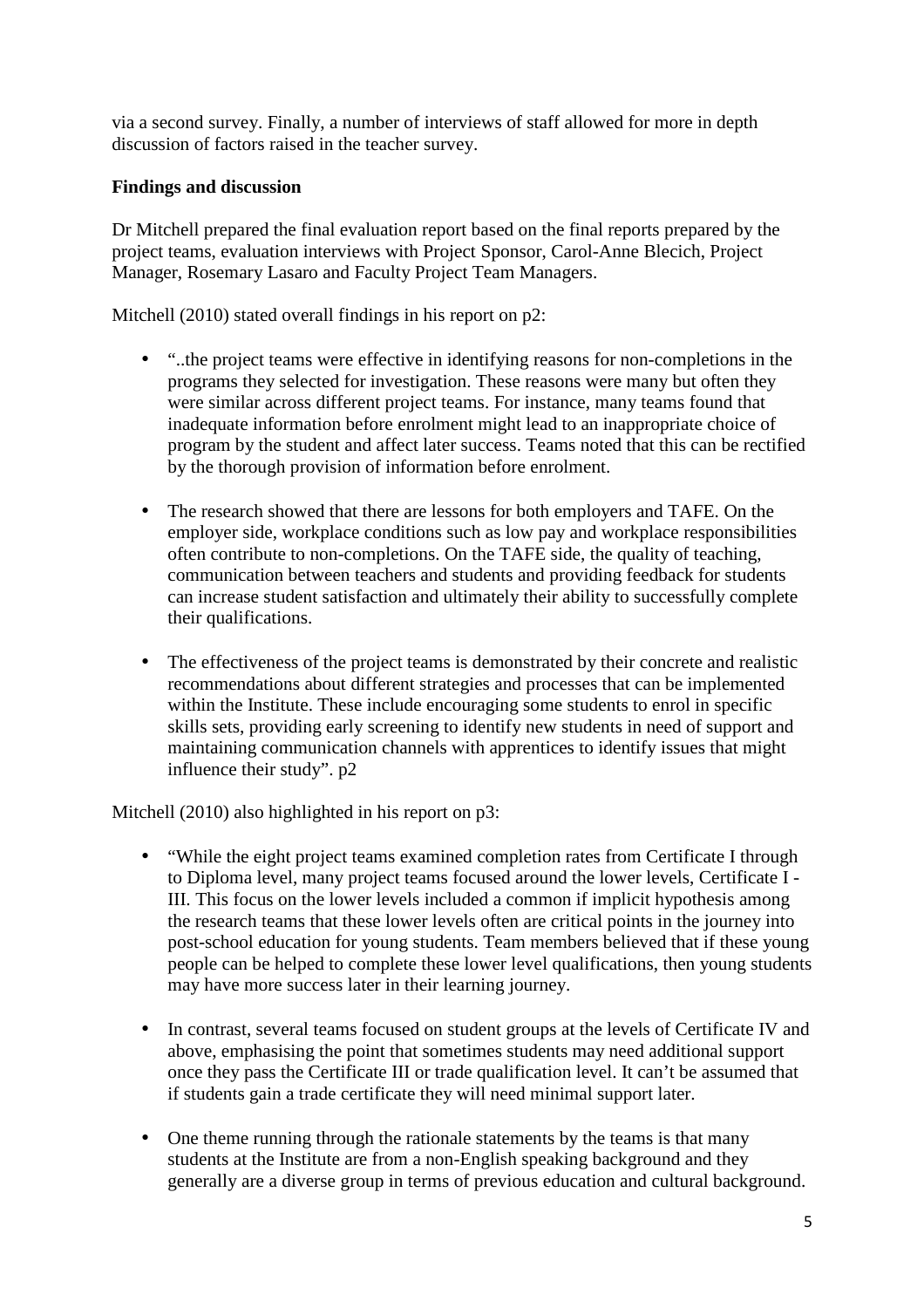via a second survey. Finally, a number of interviews of staff allowed for more in depth discussion of factors raised in the teacher survey.

**Findings and discussion**

Dr Mitchell prepared the final evaluation report based on the final reports prepared by the project teams, evaluation interviews with Project Sponsor, Carol-Anne Blecich, Project Manager, Rosemary Lasaro and Faculty Project Team Managers.

Mitchell (2010) stated overall findings in his report on p2:

- "..the project teams were effective in identifying reasons for non-completions in the programs they selected for investigation. These reasons were many but often they were similar across different project teams. For instance, many teams found that inadequate information before enrolment might lead to an inappropriate choice of program by the student and affect later success. Teams noted that this can be rectified by the thorough provision of information before enrolment.
- The research showed that there are lessons for both employers and TAFE. On the employer side, workplace conditions such as low pay and workplace responsibilities often contribute to non-completions. On the TAFE side, the quality of teaching, communication between teachers and students and providing feedback for students can increase student satisfaction and ultimately their ability to successfully complete their qualifications.
- The effectiveness of the project teams is demonstrated by their concrete and realistic recommendations about different strategies and processes that can be implemented within the Institute. These include encouraging some students to enrol in specific skills sets, providing early screening to identify new students in need of support and maintaining communication channels with apprentices to identify issues that might influence their study". p2

Mitchell (2010) also highlighted in his report on p3:

- "While the eight project teams examined completion rates from Certificate I through to Diploma level, many project teams focused around the lower levels, Certificate I - III. This focus on the lower levels included a common if implicit hypothesis among the research teams that these lower levels often are critical points in the journey into post-school education for young students. Team members believed that if these young people can be helped to complete these lower level qualifications, then young students may have more success later in their learning journey.
- In contrast, several teams focused on student groups at the levels of Certificate IV and above, emphasising the point that sometimes students may need additional support once they pass the Certificate III or trade qualification level. It can't be assumed that if students gain a trade certificate they will need minimal support later.
- One theme running through the rationale statements by the teams is that many students at the Institute are from a non-English speaking background and they generally are a diverse group in terms of previous education and cultural background.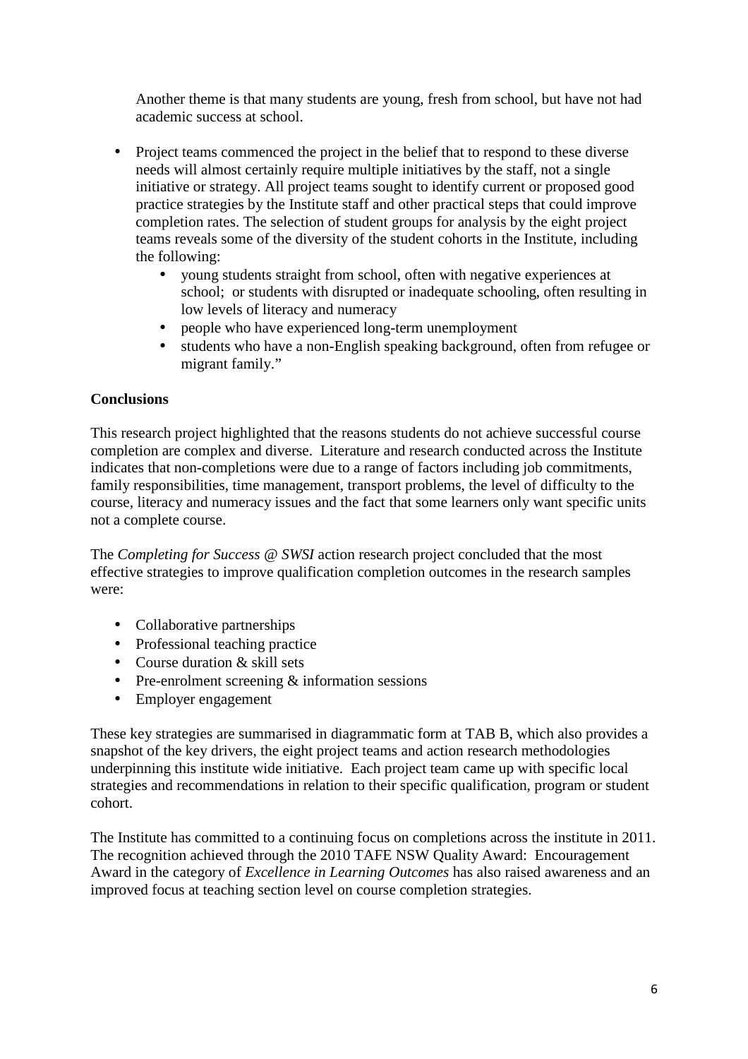Another theme is that many students are young, fresh from school, but have not had academic success at school.

- Project teams commenced the project in the belief that to respond to these diverse needs will almost certainly require multiple initiatives by the staff, not a single initiative or strategy. All project teams sought to identify current or proposed good practice strategies by the Institute staff and other practical steps that could improve completion rates. The selection of student groups for analysis by the eight project teams reveals some of the diversity of the student cohorts in the Institute, including the following:
  - young students straight from school, often with negative experiences at school; or students with disrupted or inadequate schooling, often resulting in low levels of literacy and numeracy
  - people who have experienced long-term unemployment
  - students who have a non-English speaking background, often from refugee or migrant family."

**Conclusions**

This research project highlighted that the reasons students do not achieve successful course completion are complex and diverse. Literature and research conducted across the Institute indicates that non-completions were due to a range of factors including job commitments, family responsibilities, time management, transport problems, the level of difficulty to the course, literacy and numeracy issues and the fact that some learners only want specific units not a complete course.

The *Completing for Success @ SWSI* action research project concluded that the most effective strategies to improve qualification completion outcomes in the research samples were:

- Collaborative partnerships
- Professional teaching practice
- Course duration & skill sets
- Pre-enrolment screening & information sessions
- Employer engagement

These key strategies are summarised in diagrammatic form at TAB B, which also provides a snapshot of the key drivers, the eight project teams and action research methodologies underpinning this institute wide initiative. Each project team came up with specific local strategies and recommendations in relation to their specific qualification, program or student cohort.

The Institute has committed to a continuing focus on completions across the institute in 2011. The recognition achieved through the 2010 TAFE NSW Quality Award: Encouragement Award in the category of *Excellence in Learning Outcomes* has also raised awareness and an improved focus at teaching section level on course completion strategies.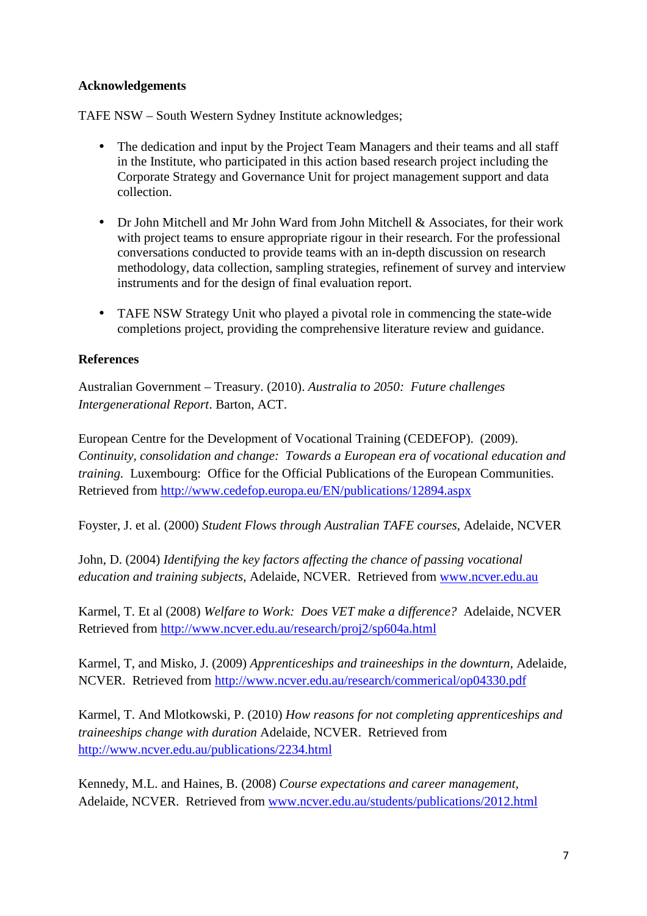**Acknowledgements**

TAFE NSW – South Western Sydney Institute acknowledges;

- The dedication and input by the Project Team Managers and their teams and all staff in the Institute, who participated in this action based research project including the Corporate Strategy and Governance Unit for project management support and data collection.

- Dr John Mitchell and Mr John Ward from John Mitchell & Associates, for their work with project teams to ensure appropriate rigour in their research. For the professional conversations conducted to provide teams with an in-depth discussion on research methodology, data collection, sampling strategies, refinement of survey and interview instruments and for the design of final evaluation report.

- TAFE NSW Strategy Unit who played a pivotal role in commencing the state-wide completions project, providing the comprehensive literature review and guidance.

**References**

Australian Government – Treasury. (2010). *Australia to 2050: Future challenges Intergenerational Report*. Barton, ACT.

European Centre for the Development of Vocational Training (CEDEFOP). (2009). *Continuity, consolidation and change: Towards a European era of vocational education and training.* Luxembourg: Office for the Official Publications of the European Communities. Retrieved from http://www.cedefop.europa.eu/EN/publications/12894.aspx

Foyster, J. et al. (2000) *Student Flows through Australian TAFE courses*, Adelaide, NCVER

John, D. (2004) *Identifying the key factors affecting the chance of passing vocational education and training subjects,* Adelaide, NCVER. Retrieved from www.ncver.edu.au

Karmel, T. Et al (2008) *Welfare to Work: Does VET make a difference?* Adelaide, NCVER Retrieved from http://www.ncver.edu.au/research/proj2/sp604a.html

Karmel, T, and Misko, J. (2009) *Apprenticeships and traineeships in the downturn,* Adelaide, NCVER. Retrieved from http://www.ncver.edu.au/research/commerical/op04330.pdf

Karmel, T. And Mlotkowski, P. (2010) *How reasons for not completing apprenticeships and traineeships change with duration* Adelaide, NCVER. Retrieved from http://www.ncver.edu.au/publications/2234.html

Kennedy, M.L. and Haines, B. (2008) *Course expectations and career management,* Adelaide, NCVER. Retrieved from www.ncver.edu.au/students/publications/2012.html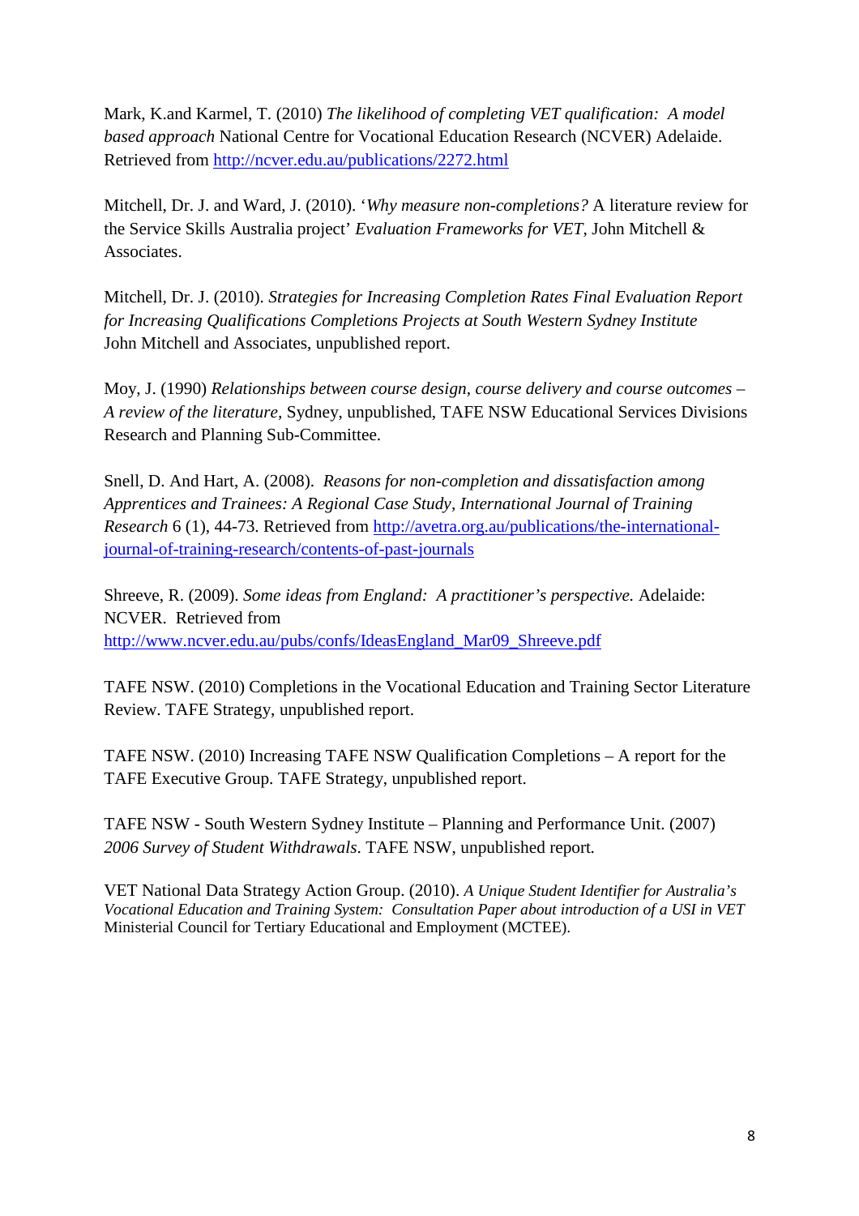Mark, K.and Karmel, T. (2010) *The likelihood of completing VET qualification:  A model based approach* National Centre for Vocational Education Research (NCVER) Adelaide. Retrieved from http://ncver.edu.au/publications/2272.html

Mitchell, Dr. J. and Ward, J. (2010). '*Why measure non-completions?* A literature review for the Service Skills Australia project' *Evaluation Frameworks for VET,* John Mitchell & Associates.

Mitchell, Dr. J. (2010). *Strategies for Increasing Completion Rates Final Evaluation Report for Increasing Qualifications Completions Projects at South Western Sydney Institute* John Mitchell and Associates, unpublished report.

Moy, J. (1990) *Relationships between course design, course delivery and course outcomes – A review of the literature,* Sydney, unpublished, TAFE NSW Educational Services Divisions Research and Planning Sub-Committee.

Snell, D. And Hart, A. (2008).  *Reasons for non-completion and dissatisfaction among Apprentices and Trainees: A Regional Case Study, International Journal of Training Research* 6 (1), 44-73. Retrieved from http://avetra.org.au/publications/the-international-journal-of-training-research/contents-of-past-journals

Shreeve, R. (2009). *Some ideas from England:  A practitioner's perspective.* Adelaide: NCVER.  Retrieved from http://www.ncver.edu.au/pubs/confs/IdeasEngland_Mar09_Shreeve.pdf

TAFE NSW. (2010) Completions in the Vocational Education and Training Sector Literature Review. TAFE Strategy, unpublished report.

TAFE NSW. (2010) Increasing TAFE NSW Qualification Completions – A report for the TAFE Executive Group. TAFE Strategy, unpublished report.

TAFE NSW - South Western Sydney Institute – Planning and Performance Unit. (2007) *2006 Survey of Student Withdrawals*. TAFE NSW, unpublished report.

VET National Data Strategy Action Group. (2010). *A Unique Student Identifier for Australia's Vocational Education and Training System:  Consultation Paper about introduction of a USI in VET* Ministerial Council for Tertiary Educational and Employment (MCTEE).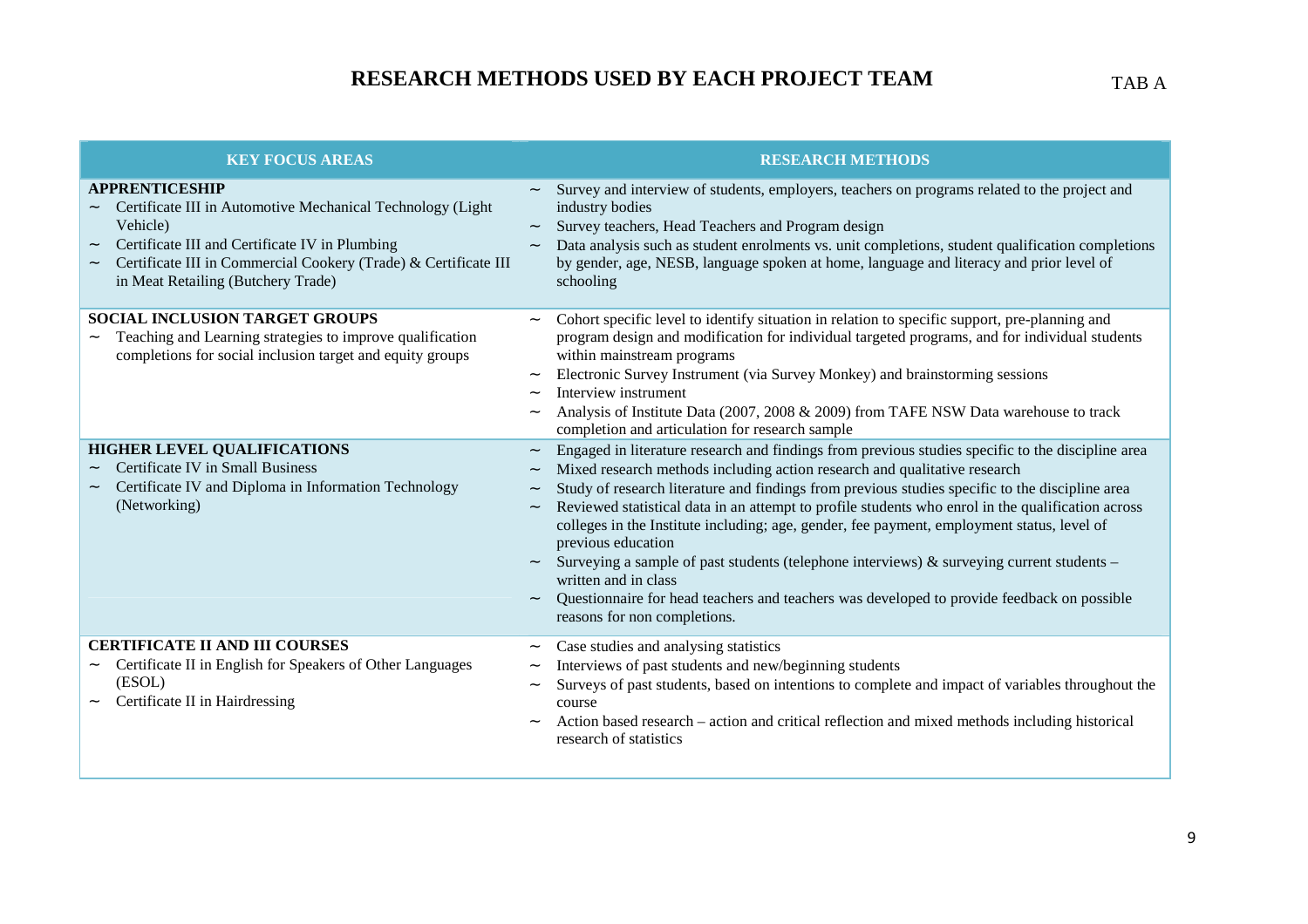# RESEARCH METHODS USED BY EACH PROJECT TEAM

TAB A

| KEY FOCUS AREAS | RESEARCH METHODS |
|---|---|
| **APPRENTICESHIP**<br>~ Certificate III in Automotive Mechanical Technology (Light Vehicle)<br>~ Certificate III and Certificate IV in Plumbing<br>~ Certificate III in Commercial Cookery (Trade) & Certificate III in Meat Retailing (Butchery Trade) | ~ Survey and interview of students, employers, teachers on programs related to the project and industry bodies<br>~ Survey teachers, Head Teachers and Program design<br>~ Data analysis such as student enrolments vs. unit completions, student qualification completions by gender, age, NESB, language spoken at home, language and literacy and prior level of schooling |
| **SOCIAL INCLUSION TARGET GROUPS**<br>~ Teaching and Learning strategies to improve qualification completions for social inclusion target and equity groups | ~ Cohort specific level to identify situation in relation to specific support, pre-planning and program design and modification for individual targeted programs, and for individual students within mainstream programs<br>~ Electronic Survey Instrument (via Survey Monkey) and brainstorming sessions<br>~ Interview instrument<br>~ Analysis of Institute Data (2007, 2008 & 2009) from TAFE NSW Data warehouse to track completion and articulation for research sample |
| **HIGHER LEVEL QUALIFICATIONS**<br>~ Certificate IV in Small Business<br>~ Certificate IV and Diploma in Information Technology (Networking) | ~ Engaged in literature research and findings from previous studies specific to the discipline area<br>~ Mixed research methods including action research and qualitative research<br>~ Study of research literature and findings from previous studies specific to the discipline area<br>~ Reviewed statistical data in an attempt to profile students who enrol in the qualification across colleges in the Institute including; age, gender, fee payment, employment status, level of previous education<br>~ Surveying a sample of past students (telephone interviews) & surveying current students – written and in class<br>~ Questionnaire for head teachers and teachers was developed to provide feedback on possible reasons for non completions. |
| **CERTIFICATE II AND III COURSES**<br>~ Certificate II in English for Speakers of Other Languages (ESOL)<br>~ Certificate II in Hairdressing | ~ Case studies and analysing statistics<br>~ Interviews of past students and new/beginning students<br>~ Surveys of past students, based on intentions to complete and impact of variables throughout the course<br>~ Action based research – action and critical reflection and mixed methods including historical research of statistics |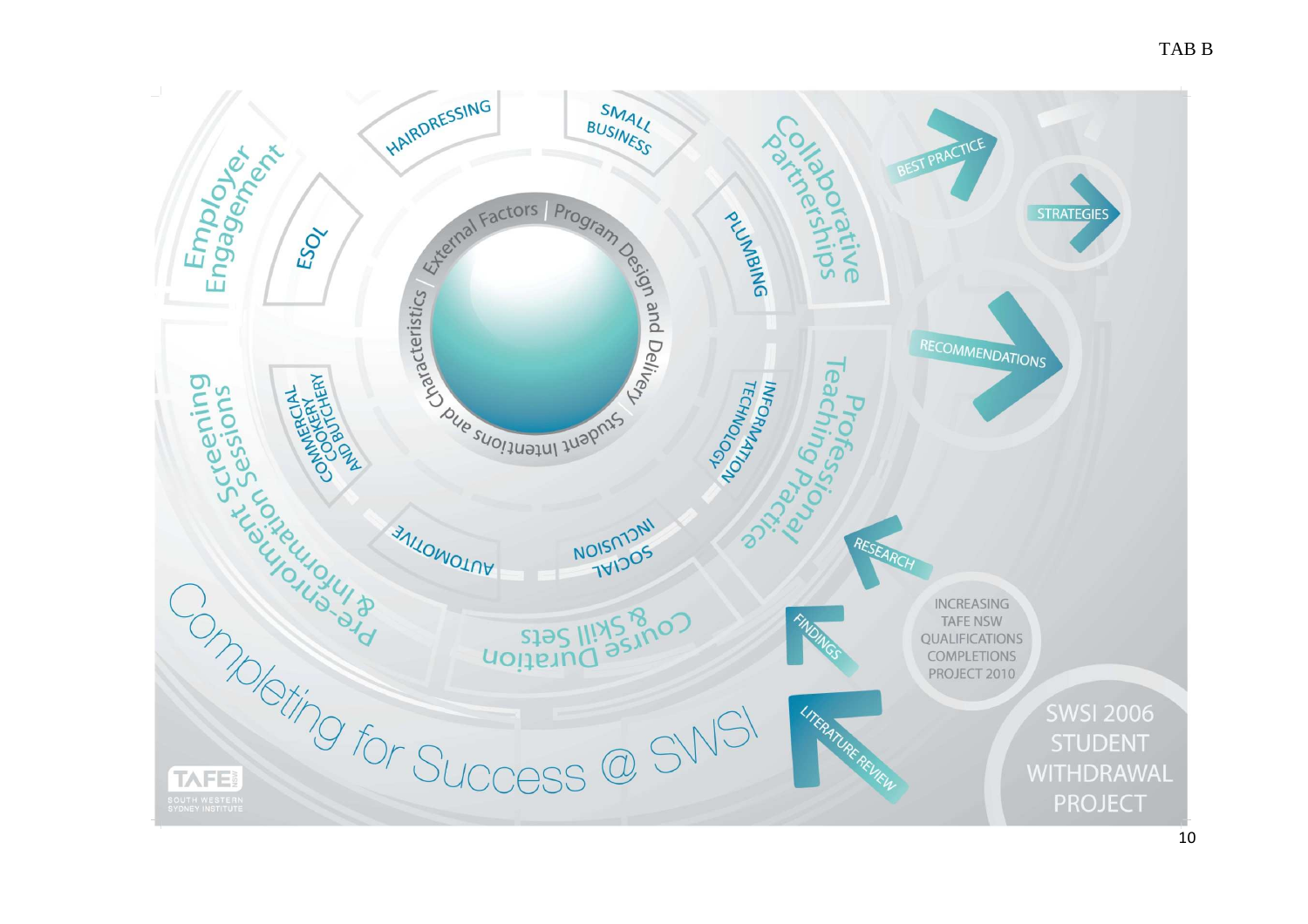TAB B

Completing for Success @ SWSI

Employer Engagement

HAIRDRESSING

SMALL BUSINESS

Collaborative Partnerships

ESOL

External Factors | Program Design and Delivery | Student Intentions and Characteristics

PLUMBING

Screening Sessions

COMMERCIAL COOKERY COOKERY AND BUTCHERY

INFORMATION TECHNOLOGY

Professional Teaching Practice

AUTOMOTIVE

SOCIAL INCLUSION

Pre-enrolment Information &

Course & Skill Sets Duration

BEST PRACTICE

STRATEGIES

RECOMMENDATIONS

RESEARCH

FINDINGS

LITERATURE REVIEW

INCREASING TAFE NSW QUALIFICATIONS COMPLETIONS PROJECT 2010

SWSI 2006 STUDENT WITHDRAWAL PROJECT

TAFE NSW SOUTH WESTERN SYDNEY INSTITUTE